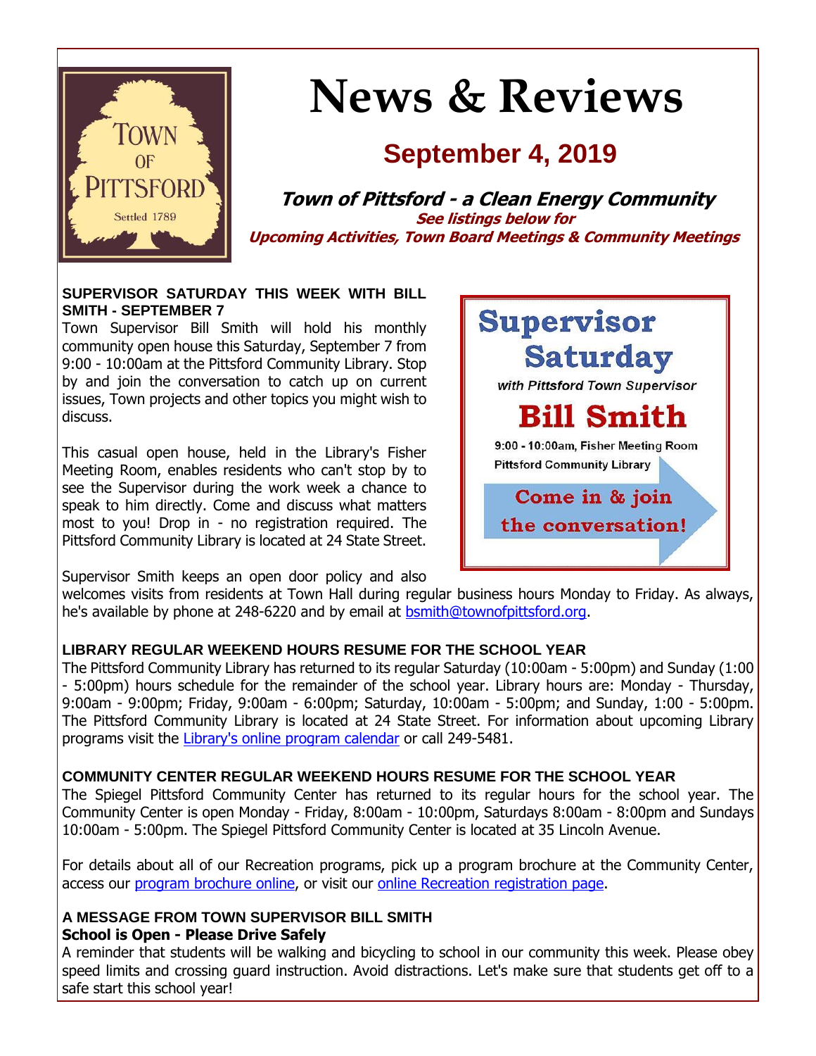# News & Reviews

## September 4, 2019

**Town of Pittsford - a Clean Energy Community**

**See listings below for Upcoming Activities, Town Board Meetings & Community Meetings**

### SUPERVISOR SATURDAY THIS WEEK WITH BILL SMITH - SEPTEMBER 7

Town Supervisor Bill Smith will hold his monthly community open house this Saturday, September 7 from 9:00 - 10:00am at the Pittsford Community Library. Stop by and join the conversation to catch up on current issues, Town projects and other topics you might wish to discuss.

This casual open house, held in the Library's Fisher Meeting Room, enables residents who can't stop by to see the Supervisor during the work week a chance to speak to him directly. Come and discuss what matters most to you! Drop in - no registration required. The Pittsford Community Library is located at 24 State Street.

Supervisor Smith keeps an open door policy and also welcomes visits from residents at Town Hall during regular business hours Monday to Friday. As always, he's available by phone at 248-6220 and by email at bsmith@townofpittsford.org.

**Supervisor Saturday**
*with Pittsford Town Supervisor*
**Bill Smith**
9:00 - 10:00am, Fisher Meeting Room
Pittsford Community Library
**Come in & join the conversation!**

### LIBRARY REGULAR WEEKEND HOURS RESUME FOR THE SCHOOL YEAR

The Pittsford Community Library has returned to its regular Saturday (10:00am - 5:00pm) and Sunday (1:00 - 5:00pm) hours schedule for the remainder of the school year. Library hours are: Monday - Thursday, 9:00am - 9:00pm; Friday, 9:00am - 6:00pm; Saturday, 10:00am - 5:00pm; and Sunday, 1:00 - 5:00pm. The Pittsford Community Library is located at 24 State Street. For information about upcoming Library programs visit the Library's online program calendar or call 249-5481.

### COMMUNITY CENTER REGULAR WEEKEND HOURS RESUME FOR THE SCHOOL YEAR

The Spiegel Pittsford Community Center has returned to its regular hours for the school year. The Community Center is open Monday - Friday, 8:00am - 10:00pm, Saturdays 8:00am - 8:00pm and Sundays 10:00am - 5:00pm. The Spiegel Pittsford Community Center is located at 35 Lincoln Avenue.

For details about all of our Recreation programs, pick up a program brochure at the Community Center, access our program brochure online, or visit our online Recreation registration page.

### A MESSAGE FROM TOWN SUPERVISOR BILL SMITH

**School is Open - Please Drive Safely**

A reminder that students will be walking and bicycling to school in our community this week. Please obey speed limits and crossing guard instruction. Avoid distractions. Let's make sure that students get off to a safe start this school year!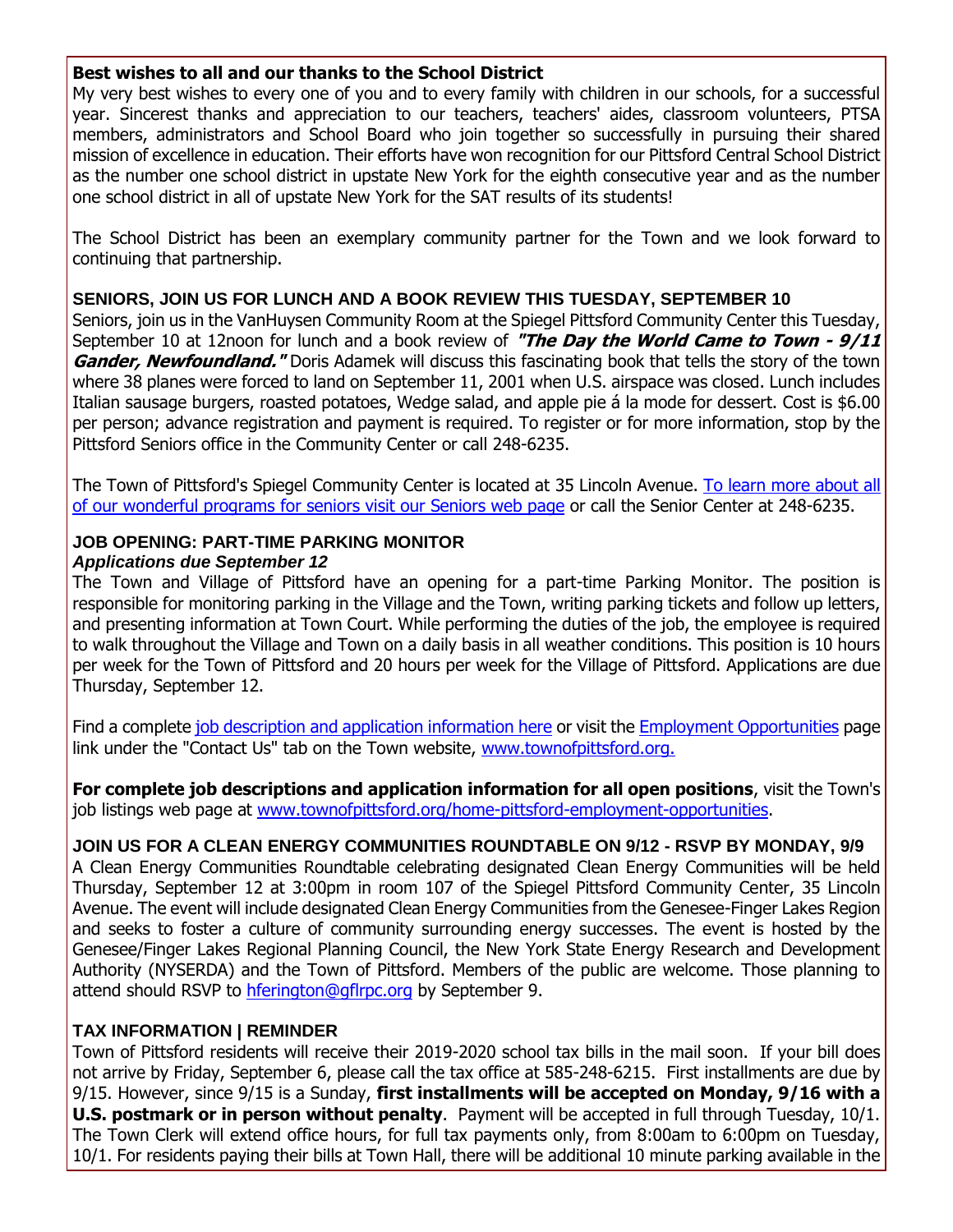**Best wishes to all and our thanks to the School District**

My very best wishes to every one of you and to every family with children in our schools, for a successful year. Sincerest thanks and appreciation to our teachers, teachers' aides, classroom volunteers, PTSA members, administrators and School Board who join together so successfully in pursuing their shared mission of excellence in education. Their efforts have won recognition for our Pittsford Central School District as the number one school district in upstate New York for the eighth consecutive year and as the number one school district in all of upstate New York for the SAT results of its students!

The School District has been an exemplary community partner for the Town and we look forward to continuing that partnership.

### SENIORS, JOIN US FOR LUNCH AND A BOOK REVIEW THIS TUESDAY, SEPTEMBER 10

Seniors, join us in the VanHuysen Community Room at the Spiegel Pittsford Community Center this Tuesday, September 10 at 12noon for lunch and a book review of ***"The Day the World Came to Town - 9/11 Gander, Newfoundland."*** Doris Adamek will discuss this fascinating book that tells the story of the town where 38 planes were forced to land on September 11, 2001 when U.S. airspace was closed. Lunch includes Italian sausage burgers, roasted potatoes, Wedge salad, and apple pie á la mode for dessert. Cost is $6.00 per person; advance registration and payment is required. To register or for more information, stop by the Pittsford Seniors office in the Community Center or call 248-6235.

The Town of Pittsford's Spiegel Community Center is located at 35 Lincoln Avenue. To learn more about all of our wonderful programs for seniors visit our Seniors web page or call the Senior Center at 248-6235.

### JOB OPENING: PART-TIME PARKING MONITOR

***Applications due September 12***

The Town and Village of Pittsford have an opening for a part-time Parking Monitor. The position is responsible for monitoring parking in the Village and the Town, writing parking tickets and follow up letters, and presenting information at Town Court. While performing the duties of the job, the employee is required to walk throughout the Village and Town on a daily basis in all weather conditions. This position is 10 hours per week for the Town of Pittsford and 20 hours per week for the Village of Pittsford. Applications are due Thursday, September 12.

Find a complete job description and application information here or visit the Employment Opportunities page link under the "Contact Us" tab on the Town website, www.townofpittsford.org.

**For complete job descriptions and application information for all open positions**, visit the Town's job listings web page at www.townofpittsford.org/home-pittsford-employment-opportunities.

### JOIN US FOR A CLEAN ENERGY COMMUNITIES ROUNDTABLE ON 9/12 - RSVP BY MONDAY, 9/9

A Clean Energy Communities Roundtable celebrating designated Clean Energy Communities will be held Thursday, September 12 at 3:00pm in room 107 of the Spiegel Pittsford Community Center, 35 Lincoln Avenue. The event will include designated Clean Energy Communities from the Genesee-Finger Lakes Region and seeks to foster a culture of community surrounding energy successes. The event is hosted by the Genesee/Finger Lakes Regional Planning Council, the New York State Energy Research and Development Authority (NYSERDA) and the Town of Pittsford. Members of the public are welcome. Those planning to attend should RSVP to hferington@gflrpc.org by September 9.

### TAX INFORMATION | REMINDER

Town of Pittsford residents will receive their 2019-2020 school tax bills in the mail soon. If your bill does not arrive by Friday, September 6, please call the tax office at 585-248-6215. First installments are due by 9/15. However, since 9/15 is a Sunday, **first installments will be accepted on Monday, 9/16 with a U.S. postmark or in person without penalty**. Payment will be accepted in full through Tuesday, 10/1. The Town Clerk will extend office hours, for full tax payments only, from 8:00am to 6:00pm on Tuesday, 10/1. For residents paying their bills at Town Hall, there will be additional 10 minute parking available in the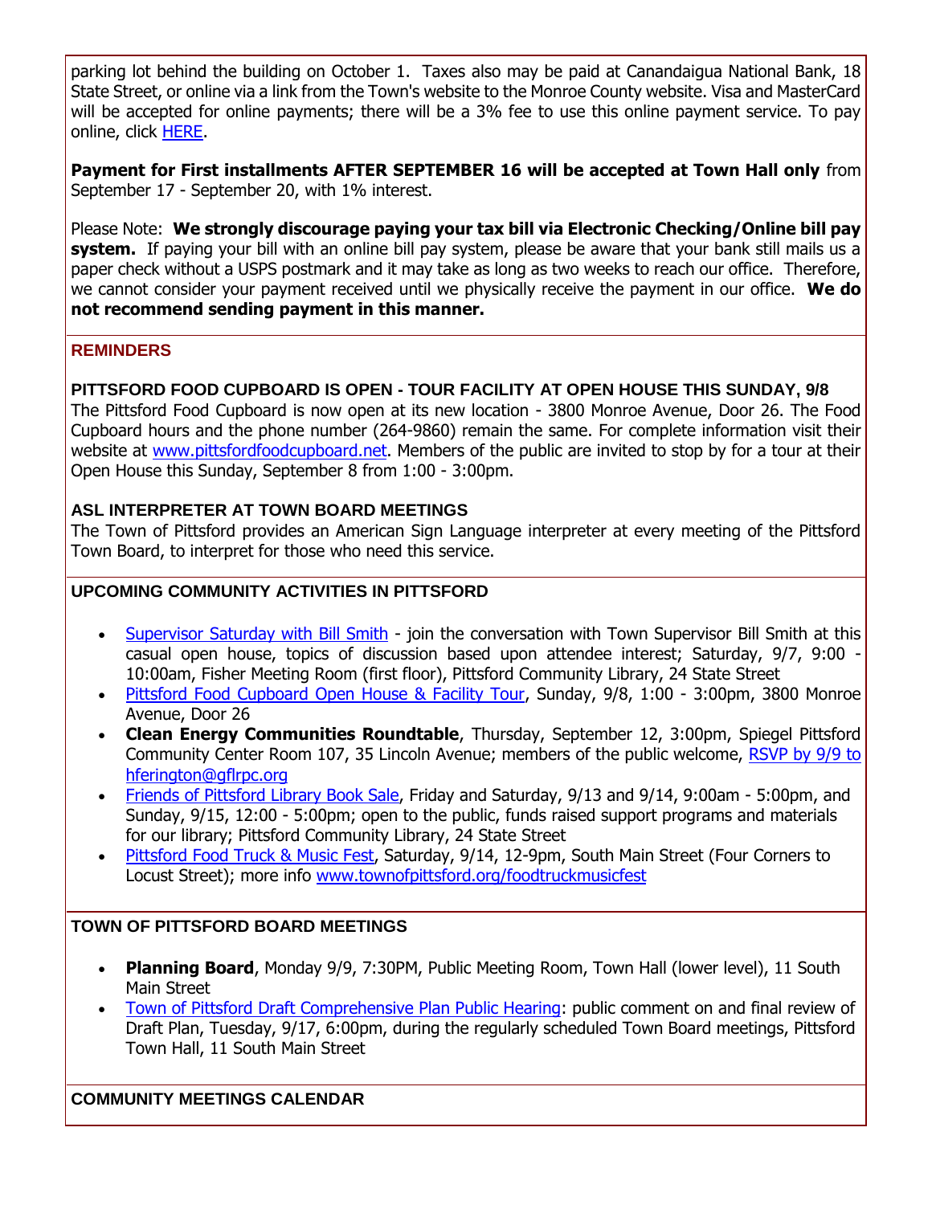parking lot behind the building on October 1. Taxes also may be paid at Canandaigua National Bank, 18 State Street, or online via a link from the Town's website to the Monroe County website. Visa and MasterCard will be accepted for online payments; there will be a 3% fee to use this online payment service. To pay online, click HERE.

**Payment for First installments AFTER SEPTEMBER 16 will be accepted at Town Hall only** from September 17 - September 20, with 1% interest.

Please Note: **We strongly discourage paying your tax bill via Electronic Checking/Online bill pay system.** If paying your bill with an online bill pay system, please be aware that your bank still mails us a paper check without a USPS postmark and it may take as long as two weeks to reach our office. Therefore, we cannot consider your payment received until we physically receive the payment in our office. **We do not recommend sending payment in this manner.**

## REMINDERS

### PITTSFORD FOOD CUPBOARD IS OPEN - TOUR FACILITY AT OPEN HOUSE THIS SUNDAY, 9/8

The Pittsford Food Cupboard is now open at its new location - 3800 Monroe Avenue, Door 26. The Food Cupboard hours and the phone number (264-9860) remain the same. For complete information visit their website at www.pittsfordfoodcupboard.net. Members of the public are invited to stop by for a tour at their Open House this Sunday, September 8 from 1:00 - 3:00pm.

### ASL INTERPRETER AT TOWN BOARD MEETINGS

The Town of Pittsford provides an American Sign Language interpreter at every meeting of the Pittsford Town Board, to interpret for those who need this service.

## UPCOMING COMMUNITY ACTIVITIES IN PITTSFORD

- Supervisor Saturday with Bill Smith - join the conversation with Town Supervisor Bill Smith at this casual open house, topics of discussion based upon attendee interest; Saturday, 9/7, 9:00 - 10:00am, Fisher Meeting Room (first floor), Pittsford Community Library, 24 State Street
- Pittsford Food Cupboard Open House & Facility Tour, Sunday, 9/8, 1:00 - 3:00pm, 3800 Monroe Avenue, Door 26
- **Clean Energy Communities Roundtable**, Thursday, September 12, 3:00pm, Spiegel Pittsford Community Center Room 107, 35 Lincoln Avenue; members of the public welcome, RSVP by 9/9 to hferington@gflrpc.org
- Friends of Pittsford Library Book Sale, Friday and Saturday, 9/13 and 9/14, 9:00am - 5:00pm, and Sunday, 9/15, 12:00 - 5:00pm; open to the public, funds raised support programs and materials for our library; Pittsford Community Library, 24 State Street
- Pittsford Food Truck & Music Fest, Saturday, 9/14, 12-9pm, South Main Street (Four Corners to Locust Street); more info www.townofpittsford.org/foodtruckmusicfest

## TOWN OF PITTSFORD BOARD MEETINGS

- **Planning Board**, Monday 9/9, 7:30PM, Public Meeting Room, Town Hall (lower level), 11 South Main Street
- Town of Pittsford Draft Comprehensive Plan Public Hearing: public comment on and final review of Draft Plan, Tuesday, 9/17, 6:00pm, during the regularly scheduled Town Board meetings, Pittsford Town Hall, 11 South Main Street

## COMMUNITY MEETINGS CALENDAR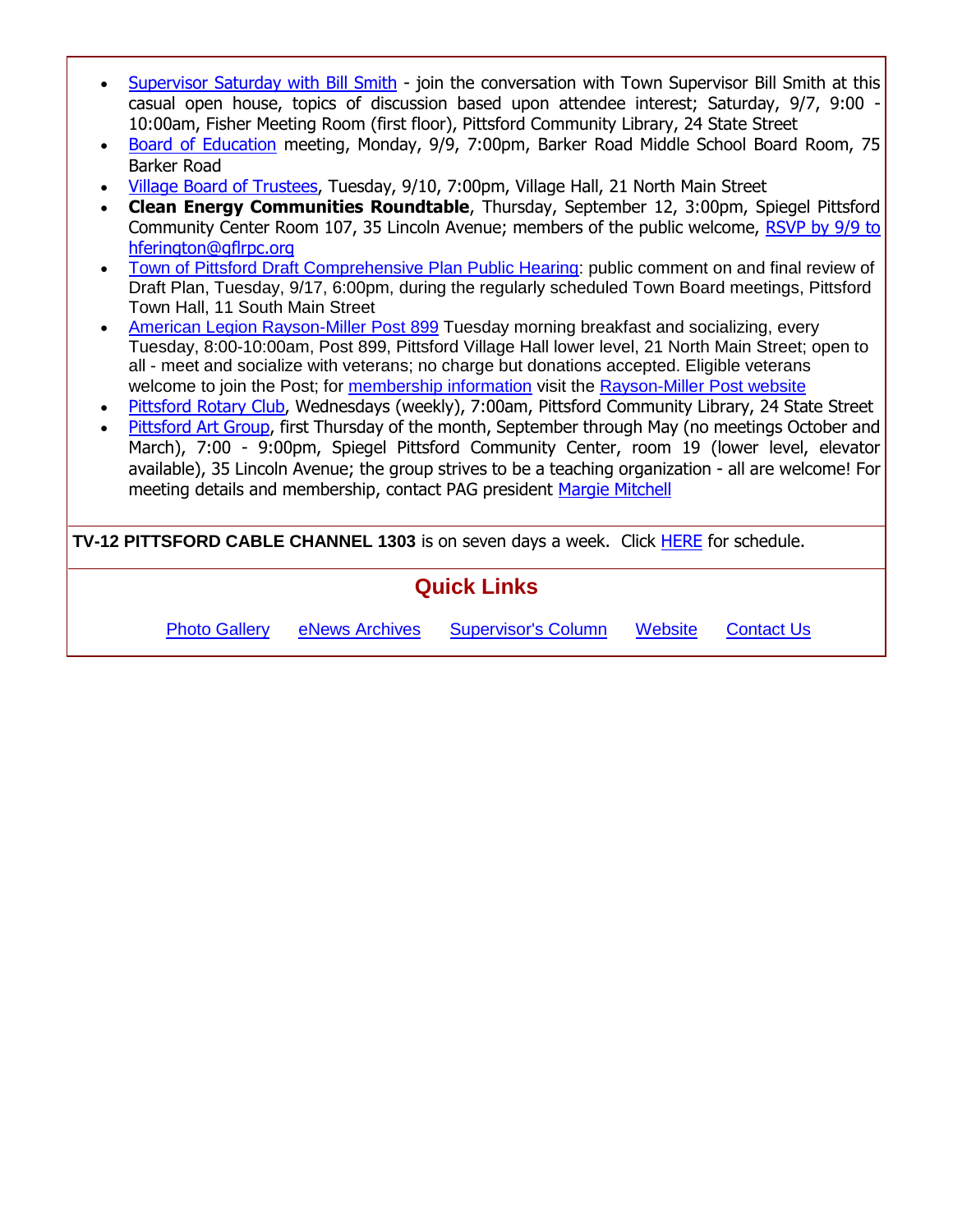- Supervisor Saturday with Bill Smith - join the conversation with Town Supervisor Bill Smith at this casual open house, topics of discussion based upon attendee interest; Saturday, 9/7, 9:00 - 10:00am, Fisher Meeting Room (first floor), Pittsford Community Library, 24 State Street
- Board of Education meeting, Monday, 9/9, 7:00pm, Barker Road Middle School Board Room, 75 Barker Road
- Village Board of Trustees, Tuesday, 9/10, 7:00pm, Village Hall, 21 North Main Street
- **Clean Energy Communities Roundtable**, Thursday, September 12, 3:00pm, Spiegel Pittsford Community Center Room 107, 35 Lincoln Avenue; members of the public welcome, RSVP by 9/9 to hferington@gflrpc.org
- Town of Pittsford Draft Comprehensive Plan Public Hearing: public comment on and final review of Draft Plan, Tuesday, 9/17, 6:00pm, during the regularly scheduled Town Board meetings, Pittsford Town Hall, 11 South Main Street
- American Legion Rayson-Miller Post 899 Tuesday morning breakfast and socializing, every Tuesday, 8:00-10:00am, Post 899, Pittsford Village Hall lower level, 21 North Main Street; open to all - meet and socialize with veterans; no charge but donations accepted. Eligible veterans welcome to join the Post; for membership information visit the Rayson-Miller Post website
- Pittsford Rotary Club, Wednesdays (weekly), 7:00am, Pittsford Community Library, 24 State Street
- Pittsford Art Group, first Thursday of the month, September through May (no meetings October and March), 7:00 - 9:00pm, Spiegel Pittsford Community Center, room 19 (lower level, elevator available), 35 Lincoln Avenue; the group strives to be a teaching organization - all are welcome! For meeting details and membership, contact PAG president Margie Mitchell

**TV-12 PITTSFORD CABLE CHANNEL 1303** is on seven days a week. Click HERE for schedule.

## Quick Links

Photo Gallery | eNews Archives | Supervisor's Column | Website | Contact Us